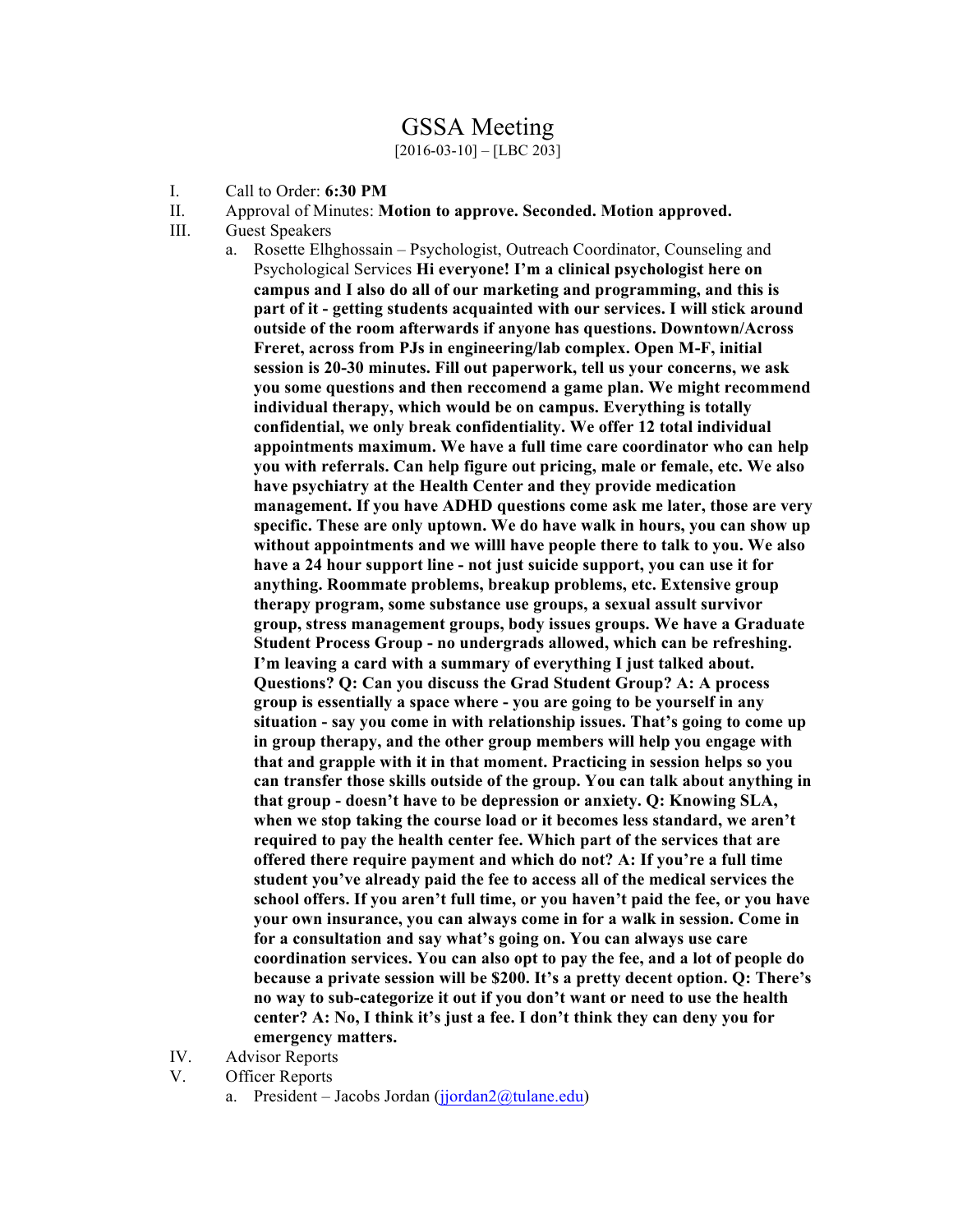# GSSA Meeting

[2016-03-10] – [LBC 203]

I. Call to Order: **6:30 PM**

II. Approval of Minutes: **Motion to approve. Seconded. Motion approved.**

III. Guest Speakers

   a. Rosette Elghossain – Psychologist, Outreach Coordinator, Counseling and Psychological Services **Hi everyone! I'm a clinical psychologist here on campus and I also do all of our marketing and programming, and this is part of it - getting students acquainted with our services. I will stick around outside of the room afterwards if anyone has questions. Downtown/Across Freret, across from PJs in engineering/lab complex. Open M-F, initial session is 20-30 minutes. Fill out paperwork, tell us your concerns, we ask you some questions and then reccomend a game plan. We might recommend individual therapy, which would be on campus. Everything is totally confidential, we only break confidentiality. We offer 12 total individual appointments maximum. We have a full time care coordinator who can help you with referrals. Can help figure out pricing, male or female, etc. We also have psychiatry at the Health Center and they provide medication management. If you have ADHD questions come ask me later, those are very specific. These are only uptown. We do have walk in hours, you can show up without appointments and we willl have people there to talk to you. We also have a 24 hour support line - not just suicide support, you can use it for anything. Roommate problems, breakup problems, etc. Extensive group therapy program, some substance use groups, a sexual assault survivor group, stress management groups, body issues groups. We have a Graduate Student Process Group - no undergrads allowed, which can be refreshing. I'm leaving a card with a summary of everything I just talked about. Questions? Q: Can you discuss the Grad Student Group? A: A process group is essentially a space where - you are going to be yourself in any situation - say you come in with relationship issues. That's going to come up in group therapy, and the other group members will help you engage with that and grapple with it in that moment. Practicing in session helps so you can transfer those skills outside of the group. You can talk about anything in that group - doesn't have to be depression or anxiety. Q: Knowing SLA, when we stop taking the course load or it becomes less standard, we aren't required to pay the health center fee. Which part of the services that are offered there require payment and which do not? A: If you're a full time student you've already paid the fee to access all of the medical services the school offers. If you aren't full time, or you haven't paid the fee, or you have your own insurance, you can always come in for a walk in session. Come in for a consultation and say what's going on. You can always use care coordination services. You can also opt to pay the fee, and a lot of people do because a private session will be $200. It's a pretty decent option. Q: There's no way to sub-categorize it out if you don't want or need to use the health center? A: No, I think it's just a fee. I don't think they can deny you for emergency matters.**

IV. Advisor Reports

V. Officer Reports

   a. President – Jacobs Jordan (jjordan2@tulane.edu)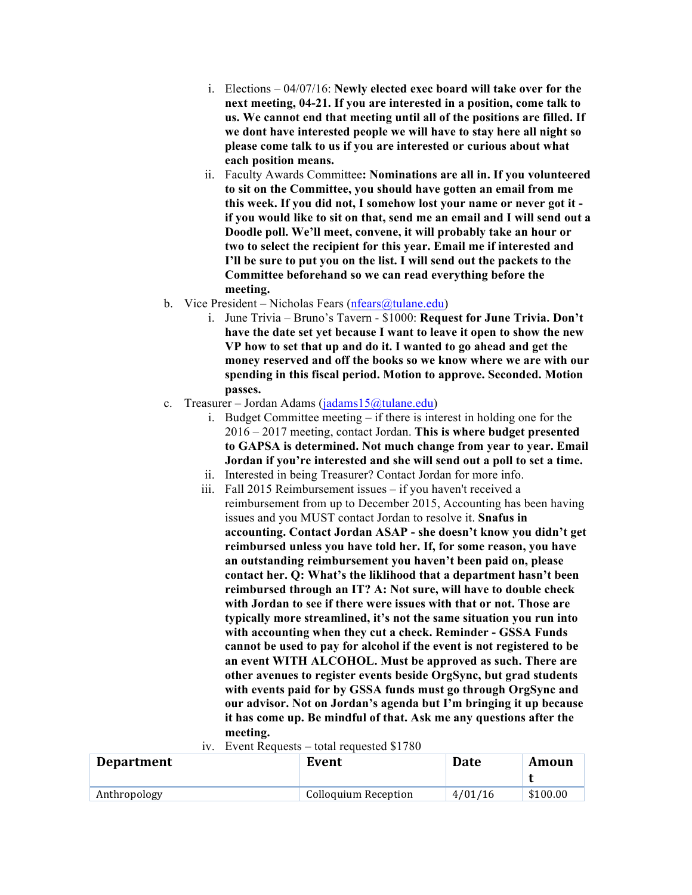i. Elections – 04/07/16: **Newly elected exec board will take over for the next meeting, 04-21. If you are interested in a position, come talk to us. We cannot end that meeting until all of the positions are filled. If we dont have interested people we will have to stay here all night so please come talk to us if you are interested or curious about what each position means.**
   ii. Faculty Awards Committee**: Nominations are all in. If you volunteered to sit on the Committee, you should have gotten an email from me this week. If you did not, I somehow lost your name or never got it - if you would like to sit on that, send me an email and I will send out a Doodle poll. We'll meet, convene, it will probably take an hour or two to select the recipient for this year. Email me if interested and I'll be sure to put you on the list. I will send out the packets to the Committee beforehand so we can read everything before the meeting.**

b. Vice President – Nicholas Fears (nfears@tulane.edu)
   i. June Trivia – Bruno's Tavern - $1000: **Request for June Trivia. Don't have the date set yet because I want to leave it open to show the new VP how to set that up and do it. I wanted to go ahead and get the money reserved and off the books so we know where we are with our spending in this fiscal period. Motion to approve. Seconded. Motion passes.**

c. Treasurer – Jordan Adams (jadams15@tulane.edu)
   i. Budget Committee meeting – if there is interest in holding one for the 2016 – 2017 meeting, contact Jordan. **This is where budget presented to GAPSA is determined. Not much change from year to year. Email Jordan if you're interested and she will send out a poll to set a time.**
   ii. Interested in being Treasurer? Contact Jordan for more info.
   iii. Fall 2015 Reimbursement issues – if you haven't received a reimbursement from up to December 2015, Accounting has been having issues and you MUST contact Jordan to resolve it. **Snafus in accounting. Contact Jordan ASAP - she doesn't know you didn't get reimbursed unless you have told her. If, for some reason, you have an outstanding reimbursement you haven't been paid on, please contact her. Q: What's the liklihood that a department hasn't been reimbursed through an IT? A: Not sure, will have to double check with Jordan to see if there were issues with that or not. Those are typically more streamlined, it's not the same situation you run into with accounting when they cut a check. Reminder - GSSA Funds cannot be used to pay for alcohol if the event is not registered to be an event WITH ALCOHOL. Must be approved as such. There are other avenues to register events beside OrgSync, but grad students with events paid for by GSSA funds must go through OrgSync and our advisor. Not on Jordan's agenda but I'm bringing it up because it has come up. Be mindful of that. Ask me any questions after the meeting.**
   iv. Event Requests – total requested $1780

| Department | Event | Date | Amount |
|---|---|---|---|
| Anthropology | Colloquium Reception | 4/01/16 | $100.00 |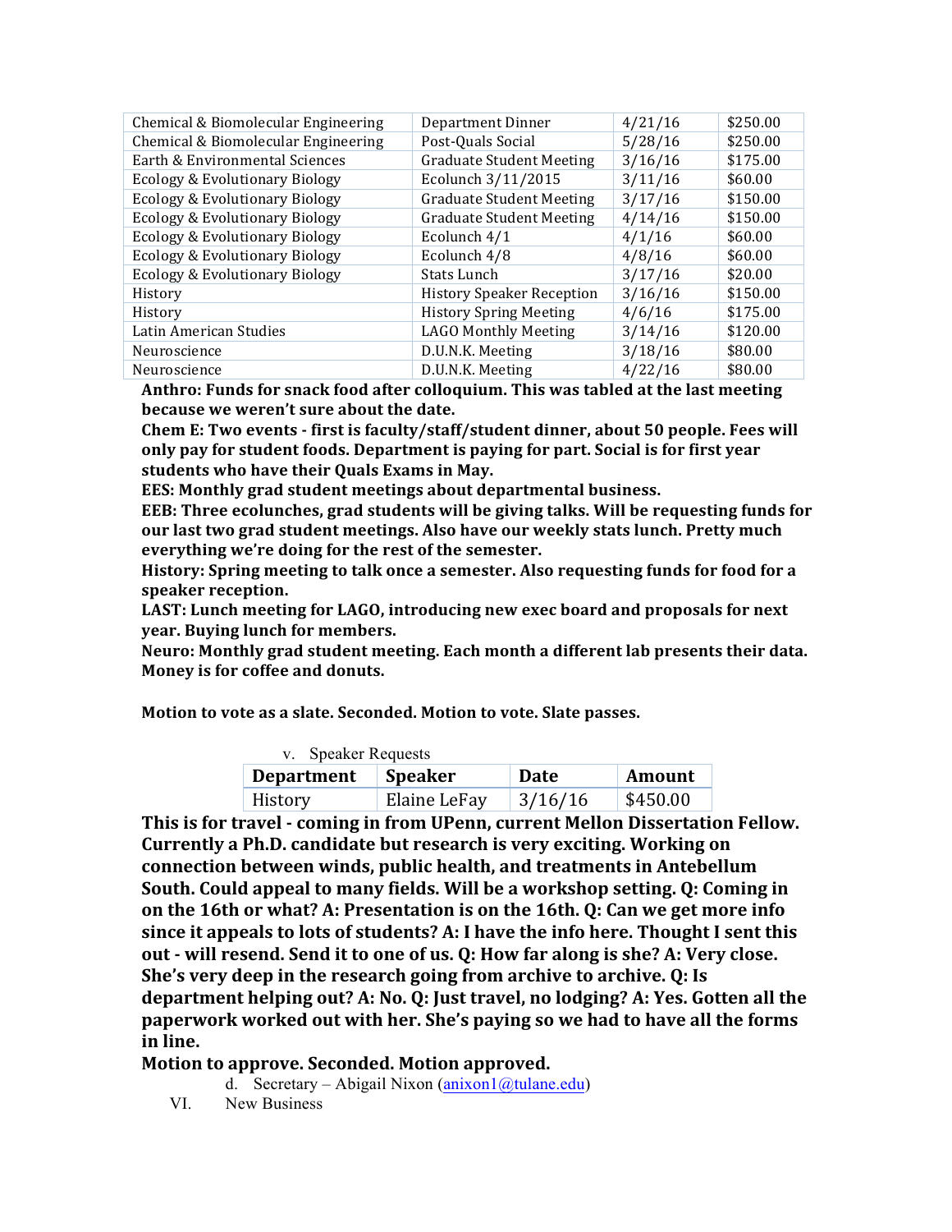| | | | |
|---|---|---|---|
| Chemical & Biomolecular Engineering | Department Dinner | 4/21/16 | $250.00 |
| Chemical & Biomolecular Engineering | Post-Quals Social | 5/28/16 | $250.00 |
| Earth & Environmental Sciences | Graduate Student Meeting | 3/16/16 | $175.00 |
| Ecology & Evolutionary Biology | Ecolunch 3/11/2015 | 3/11/16 | $60.00 |
| Ecology & Evolutionary Biology | Graduate Student Meeting | 3/17/16 | $150.00 |
| Ecology & Evolutionary Biology | Graduate Student Meeting | 4/14/16 | $150.00 |
| Ecology & Evolutionary Biology | Ecolunch 4/1 | 4/1/16 | $60.00 |
| Ecology & Evolutionary Biology | Ecolunch 4/8 | 4/8/16 | $60.00 |
| Ecology & Evolutionary Biology | Stats Lunch | 3/17/16 | $20.00 |
| History | History Speaker Reception | 3/16/16 | $150.00 |
| History | History Spring Meeting | 4/6/16 | $175.00 |
| Latin American Studies | LAGO Monthly Meeting | 3/14/16 | $120.00 |
| Neuroscience | D.U.N.K. Meeting | 3/18/16 | $80.00 |
| Neuroscience | D.U.N.K. Meeting | 4/22/16 | $80.00 |

**Anthro: Funds for snack food after colloquium. This was tabled at the last meeting because we weren't sure about the date.**
**Chem E: Two events - first is faculty/staff/student dinner, about 50 people. Fees will only pay for student foods. Department is paying for part. Social is for first year students who have their Quals Exams in May.**
**EES: Monthly grad student meetings about departmental business.**
**EEB: Three ecolunches, grad students will be giving talks. Will be requesting funds for our last two grad student meetings. Also have our weekly stats lunch. Pretty much everything we're doing for the rest of the semester.**
**History: Spring meeting to talk once a semester. Also requesting funds for food for a speaker reception.**
**LAST: Lunch meeting for LAGO, introducing new exec board and proposals for next year. Buying lunch for members.**
**Neuro: Monthly grad student meeting. Each month a different lab presents their data. Money is for coffee and donuts.**

**Motion to vote as a slate. Seconded. Motion to vote. Slate passes.**

v. Speaker Requests

| Department | Speaker | Date | Amount |
|---|---|---|---|
| History | Elaine LeFay | 3/16/16 | $450.00 |

**This is for travel - coming in from UPenn, current Mellon Dissertation Fellow. Currently a Ph.D. candidate but research is very exciting. Working on connection between winds, public health, and treatments in Antebellum South. Could appeal to many fields. Will be a workshop setting. Q: Coming in on the 16th or what? A: Presentation is on the 16th. Q: Can we get more info since it appeals to lots of students? A: I have the info here. Thought I sent this out - will resend. Send it to one of us. Q: How far along is she? A: Very close. She's very deep in the research going from archive to archive. Q: Is department helping out? A: No. Q: Just travel, no lodging? A: Yes. Gotten all the paperwork worked out with her. She's paying so we had to have all the forms in line.**
**Motion to approve. Seconded. Motion approved.**

d. Secretary – Abigail Nixon (anixon1@tulane.edu)

VI. New Business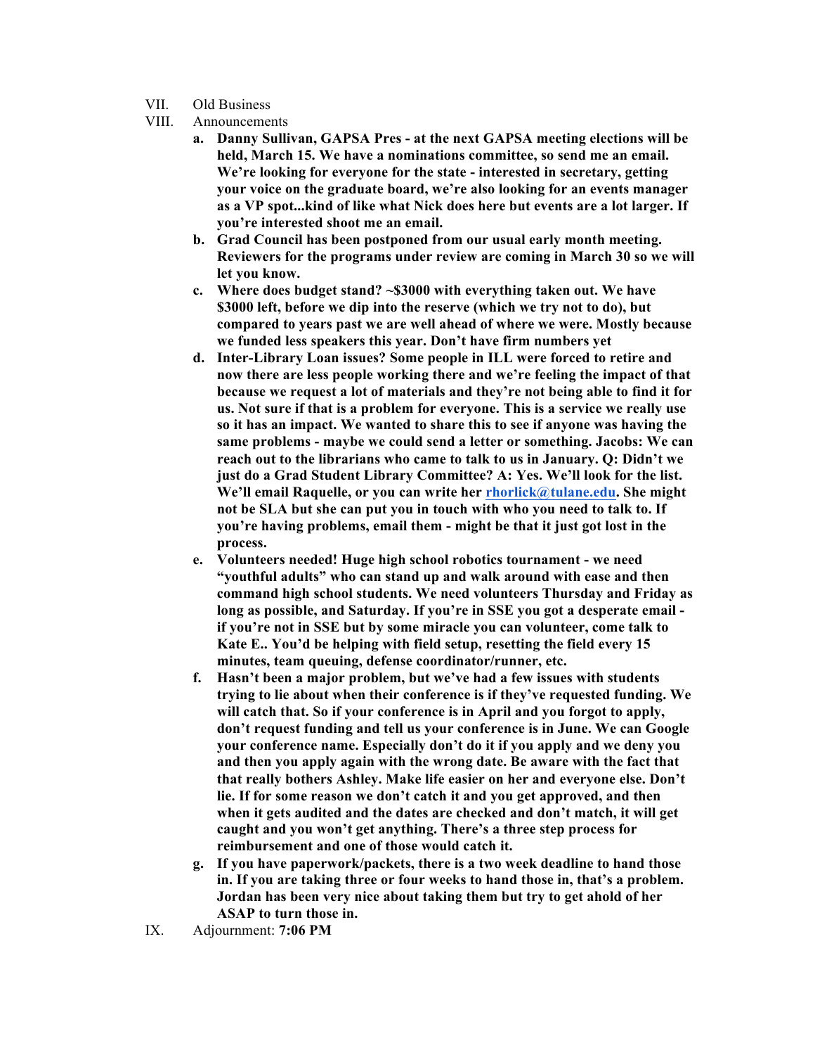VII. Old Business

VIII. Announcements

a. **Danny Sullivan, GAPSA Pres - at the next GAPSA meeting elections will be held, March 15. We have a nominations committee, so send me an email. We're looking for everyone for the state - interested in secretary, getting your voice on the graduate board, we're also looking for an events manager as a VP spot...kind of like what Nick does here but events are a lot larger. If you're interested shoot me an email.**

b. **Grad Council has been postponed from our usual early month meeting. Reviewers for the programs under review are coming in March 30 so we will let you know.**

c. **Where does budget stand? ~$3000 with everything taken out. We have $3000 left, before we dip into the reserve (which we try not to do), but compared to years past we are well ahead of where we were. Mostly because we funded less speakers this year. Don't have firm numbers yet**

d. **Inter-Library Loan issues? Some people in ILL were forced to retire and now there are less people working there and we're feeling the impact of that because we request a lot of materials and they're not being able to find it for us. Not sure if that is a problem for everyone. This is a service we really use so it has an impact. We wanted to share this to see if anyone was having the same problems - maybe we could send a letter or something. Jacobs: We can reach out to the librarians who came to talk to us in January. Q: Didn't we just do a Grad Student Library Committee? A: Yes. We'll look for the list. We'll email Raquelle, or you can write her rhorlick@tulane.edu. She might not be SLA but she can put you in touch with who you need to talk to. If you're having problems, email them - might be that it just got lost in the process.**

e. **Volunteers needed! Huge high school robotics tournament - we need "youthful adults" who can stand up and walk around with ease and then command high school students. We need volunteers Thursday and Friday as long as possible, and Saturday. If you're in SSE you got a desperate email - if you're not in SSE but by some miracle you can volunteer, come talk to Kate E.. You'd be helping with field setup, resetting the field every 15 minutes, team queuing, defense coordinator/runner, etc.**

f. **Hasn't been a major problem, but we've had a few issues with students trying to lie about when their conference is if they've requested funding. We will catch that. So if your conference is in April and you forgot to apply, don't request funding and tell us your conference is in June. We can Google your conference name. Especially don't do it if you apply and we deny you and then you apply again with the wrong date. Be aware with the fact that that really bothers Ashley. Make life easier on her and everyone else. Don't lie. If for some reason we don't catch it and you get approved, and then when it gets audited and the dates are checked and don't match, it will get caught and you won't get anything. There's a three step process for reimbursement and one of those would catch it.**

g. **If you have paperwork/packets, there is a two week deadline to hand those in. If you are taking three or four weeks to hand those in, that's a problem. Jordan has been very nice about taking them but try to get ahold of her ASAP to turn those in.**

IX. Adjournment: **7:06 PM**